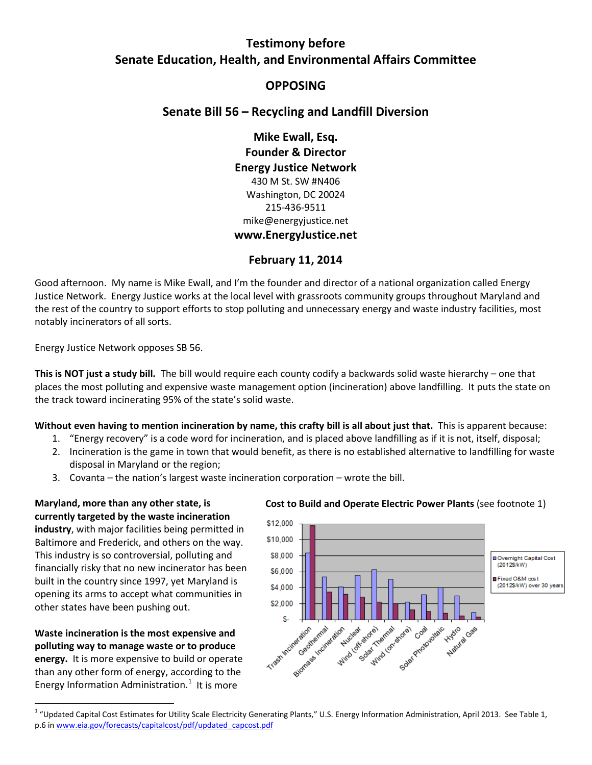# Testimony before Senate Education, Health, and Environmental Affairs Committee

## OPPOSING

## Senate Bill 56 – Recycling and Landfill Diversion

**Mike Ewall, Esq.**
**Founder & Director**
**Energy Justice Network**
430 M St. SW #N406
Washington, DC 20024
215-436-9511
mike@energyjustice.net
**www.EnergyJustice.net**

**February 11, 2014**

Good afternoon. My name is Mike Ewall, and I'm the founder and director of a national organization called Energy Justice Network. Energy Justice works at the local level with grassroots community groups throughout Maryland and the rest of the country to support efforts to stop polluting and unnecessary energy and waste industry facilities, most notably incinerators of all sorts.

Energy Justice Network opposes SB 56.

**This is NOT just a study bill.** The bill would require each county codify a backwards solid waste hierarchy – one that places the most polluting and expensive waste management option (incineration) above landfilling. It puts the state on the track toward incinerating 95% of the state's solid waste.

**Without even having to mention incineration by name, this crafty bill is all about just that.** This is apparent because:

1. "Energy recovery" is a code word for incineration, and is placed above landfilling as if it is not, itself, disposal;
2. Incineration is the game in town that would benefit, as there is no established alternative to landfilling for waste disposal in Maryland or the region;
3. Covanta – the nation's largest waste incineration corporation – wrote the bill.

**Maryland, more than any other state, is currently targeted by the waste incineration industry**, with major facilities being permitted in Baltimore and Frederick, and others on the way. This industry is so controversial, polluting and financially risky that no new incinerator has been built in the country since 1997, yet Maryland is opening its arms to accept what communities in other states have been pushing out.

**Cost to Build and Operate Electric Power Plants** (see footnote 1)

| Plant type | Overnight Capital Cost (2012$/kW) | Fixed O&M cost (2012$/kW) over 30 years |
|---|---|---|
| Trash Incineration | ~$8,300 | ~$11,700 |
| Geothermal | ~$5,300 | ~$3,500 |
| Biomass Incineration | ~$4,100 | ~$3,200 |
| Nuclear | ~$5,500 | ~$2,800 |
| Wind (off-shore) | ~$6,200 | ~$2,200 |
| Solar Thermal | ~$5,000 | ~$2,000 |
| Wind (on-shore) | ~$2,200 | ~$1,200 |
| Coal | ~$3,100 | ~$1,000 |
| Solar Photovoltaic | ~$4,000 | ~$800 |
| Hydro | ~$2,900 | ~$400 |
| Natural Gas | ~$900 | ~$300 |

**Waste incineration is the most expensive and polluting way to manage waste or to produce energy.** It is more expensive to build or operate than any other form of energy, according to the Energy Information Administration.[1] It is more

---

[1] "Updated Capital Cost Estimates for Utility Scale Electricity Generating Plants," U.S. Energy Information Administration, April 2013. See Table 1, p.6 in www.eia.gov/forecasts/capitalcost/pdf/updated_capcost.pdf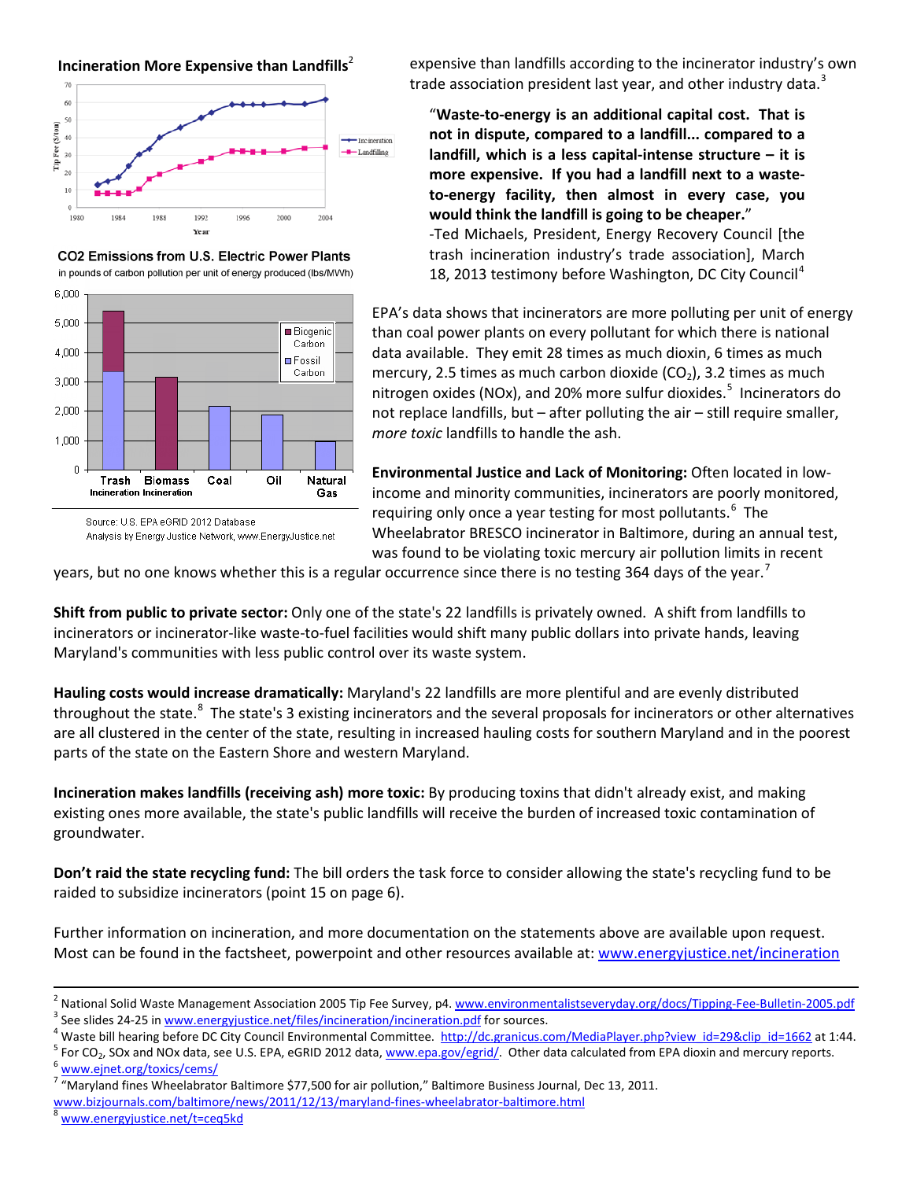**Incineration More Expensive than Landfills**[2]

**CO2 Emissions from U.S. Electric Power Plants**
in pounds of carbon pollution per unit of energy produced (lbs/MWh)

Source: U.S. EPA eGRID 2012 Database
Analysis by Energy Justice Network, www.EnergyJustice.net

expensive than landfills according to the incinerator industry's own trade association president last year, and other industry data.[3]

> "**Waste-to-energy is an additional capital cost. That is not in dispute, compared to a landfill... compared to a landfill, which is a less capital-intense structure – it is more expensive. If you had a landfill next to a waste-to-energy facility, then almost in every case, you would think the landfill is going to be cheaper.**"
> -Ted Michaels, President, Energy Recovery Council [the trash incineration industry's trade association], March 18, 2013 testimony before Washington, DC City Council[4]

EPA's data shows that incinerators are more polluting per unit of energy than coal power plants on every pollutant for which there is national data available. They emit 28 times as much dioxin, 6 times as much mercury, 2.5 times as much carbon dioxide ($CO_2$), 3.2 times as much nitrogen oxides (NOx), and 20% more sulfur dioxides.[5] Incinerators do not replace landfills, but – after polluting the air – still require smaller, *more toxic* landfills to handle the ash.

**Environmental Justice and Lack of Monitoring:** Often located in low-income and minority communities, incinerators are poorly monitored, requiring only once a year testing for most pollutants.[6] The Wheelabrator BRESCO incinerator in Baltimore, during an annual test, was found to be violating toxic mercury air pollution limits in recent years, but no one knows whether this is a regular occurrence since there is no testing 364 days of the year.[7]

**Shift from public to private sector:** Only one of the state's 22 landfills is privately owned. A shift from landfills to incinerators or incinerator-like waste-to-fuel facilities would shift many public dollars into private hands, leaving Maryland's communities with less public control over its waste system.

**Hauling costs would increase dramatically:** Maryland's 22 landfills are more plentiful and are evenly distributed throughout the state.[8] The state's 3 existing incinerators and the several proposals for incinerators or other alternatives are all clustered in the center of the state, resulting in increased hauling costs for southern Maryland and in the poorest parts of the state on the Eastern Shore and western Maryland.

**Incineration makes landfills (receiving ash) more toxic:** By producing toxins that didn't already exist, and making existing ones more available, the state's public landfills will receive the burden of increased toxic contamination of groundwater.

**Don't raid the state recycling fund:** The bill orders the task force to consider allowing the state's recycling fund to be raided to subsidize incinerators (point 15 on page 6).

Further information on incineration, and more documentation on the statements above are available upon request. Most can be found in the factsheet, powerpoint and other resources available at: www.energyjustice.net/incineration

---

[2] National Solid Waste Management Association 2005 Tip Fee Survey, p4. www.environmentalistseveryday.org/docs/Tipping-Fee-Bulletin-2005.pdf
[3] See slides 24-25 in www.energyjustice.net/files/incineration/incineration.pdf for sources.
[4] Waste bill hearing before DC City Council Environmental Committee. http://dc.granicus.com/MediaPlayer.php?view_id=29&clip_id=1662 at 1:44.
[5] For $CO_2$, SOx and NOx data, see U.S. EPA, eGRID 2012 data, www.epa.gov/egrid/. Other data calculated from EPA dioxin and mercury reports.
[6] www.ejnet.org/toxics/cems/
[7] "Maryland fines Wheelabrator Baltimore $77,500 for air pollution," Baltimore Business Journal, Dec 13, 2011. www.bizjournals.com/baltimore/news/2011/12/13/maryland-fines-wheelabrator-baltimore.html
[8] www.energyjustice.net/t=ceq5kd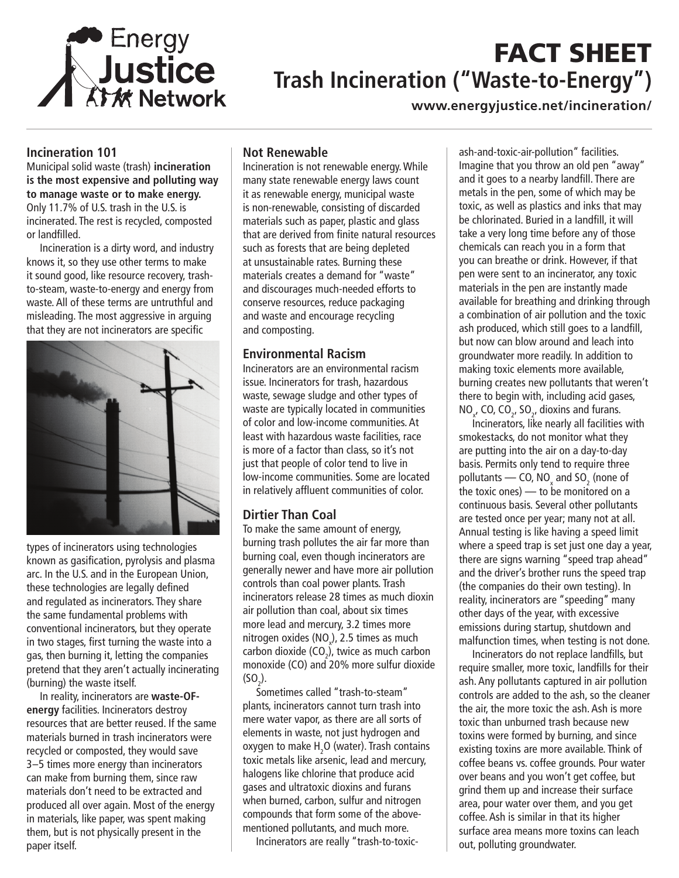# FACT SHEET

## Trash Incineration ("Waste-to-Energy")

www.energyjustice.net/incineration/

### Incineration 101

Municipal solid waste (trash) **incineration is the most expensive and polluting way to manage waste or to make energy.** Only 11.7% of U.S. trash in the U.S. is incinerated. The rest is recycled, composted or landfilled.

Incineration is a dirty word, and industry knows it, so they use other terms to make it sound good, like resource recovery, trash-to-steam, waste-to-energy and energy from waste. All of these terms are untruthful and misleading. The most aggressive in arguing that they are not incinerators are specific types of incinerators using technologies known as gasification, pyrolysis and plasma arc. In the U.S. and in the European Union, these technologies are legally defined and regulated as incinerators. They share the same fundamental problems with conventional incinerators, but they operate in two stages, first turning the waste into a gas, then burning it, letting the companies pretend that they aren't actually incinerating (burning) the waste itself.

In reality, incinerators are **waste-OF-energy** facilities. Incinerators destroy resources that are better reused. If the same materials burned in trash incinerators were recycled or composted, they would save 3–5 times more energy than incinerators can make from burning them, since raw materials don't need to be extracted and produced all over again. Most of the energy in materials, like paper, was spent making them, but is not physically present in the paper itself.

### Not Renewable

Incineration is not renewable energy. While many state renewable energy laws count it as renewable energy, municipal waste is non-renewable, consisting of discarded materials such as paper, plastic and glass that are derived from finite natural resources such as forests that are being depleted at unsustainable rates. Burning these materials creates a demand for "waste" and discourages much-needed efforts to conserve resources, reduce packaging and waste and encourage recycling and composting.

### Environmental Racism

Incinerators are an environmental racism issue. Incinerators for trash, hazardous waste, sewage sludge and other types of waste are typically located in communities of color and low-income communities. At least with hazardous waste facilities, race is more of a factor than class, so it's not just that people of color tend to live in low-income communities. Some are located in relatively affluent communities of color.

### Dirtier Than Coal

To make the same amount of energy, burning trash pollutes the air far more than burning coal, even though incinerators are generally newer and have more air pollution controls than coal power plants. Trash incinerators release 28 times as much dioxin air pollution than coal, about six times more lead and mercury, 3.2 times more nitrogen oxides ($NO_x$), 2.5 times as much carbon dioxide ($CO_2$), twice as much carbon monoxide (CO) and 20% more sulfur dioxide ($SO_2$).

Sometimes called "trash-to-steam" plants, incinerators cannot turn trash into mere water vapor, as there are all sorts of elements in waste, not just hydrogen and oxygen to make $H_2O$ (water). Trash contains toxic metals like arsenic, lead and mercury, halogens like chlorine that produce acid gases and ultratoxic dioxins and furans when burned, carbon, sulfur and nitrogen compounds that form some of the above-mentioned pollutants, and much more.

Incinerators are really "trash-to-toxic-ash-and-toxic-air-pollution" facilities. Imagine that you throw an old pen "away" and it goes to a nearby landfill. There are metals in the pen, some of which may be toxic, as well as plastics and inks that may be chlorinated. Buried in a landfill, it will take a very long time before any of those chemicals can reach you in a form that you can breathe or drink. However, if that pen were sent to an incinerator, any toxic materials in the pen are instantly made available for breathing and drinking through a combination of air pollution and the toxic ash produced, which still goes to a landfill, but now can blow around and leach into groundwater more readily. In addition to making toxic elements more available, burning creates new pollutants that weren't there to begin with, including acid gases, $NO_x$, CO, $CO_2$, $SO_2$, dioxins and furans.

Incinerators, like nearly all facilities with smokestacks, do not monitor what they are putting into the air on a day-to-day basis. Permits only tend to require three pollutants — CO, $NO_x$ and $SO_2$ (none of the toxic ones) — to be monitored on a continuous basis. Several other pollutants are tested once per year; many not at all. Annual testing is like having a speed limit where a speed trap is set just one day a year, there are signs warning "speed trap ahead" and the driver's brother runs the speed trap (the companies do their own testing). In reality, incinerators are "speeding" many other days of the year, with excessive emissions during startup, shutdown and malfunction times, when testing is not done.

Incinerators do not replace landfills, but require smaller, more toxic, landfills for their ash. Any pollutants captured in air pollution controls are added to the ash, so the cleaner the air, the more toxic the ash. Ash is more toxic than unburned trash because new toxins were formed by burning, and since existing toxins are more available. Think of coffee beans vs. coffee grounds. Pour water over beans and you won't get coffee, but grind them up and increase their surface area, pour water over them, and you get coffee. Ash is similar in that its higher surface area means more toxins can leach out, polluting groundwater.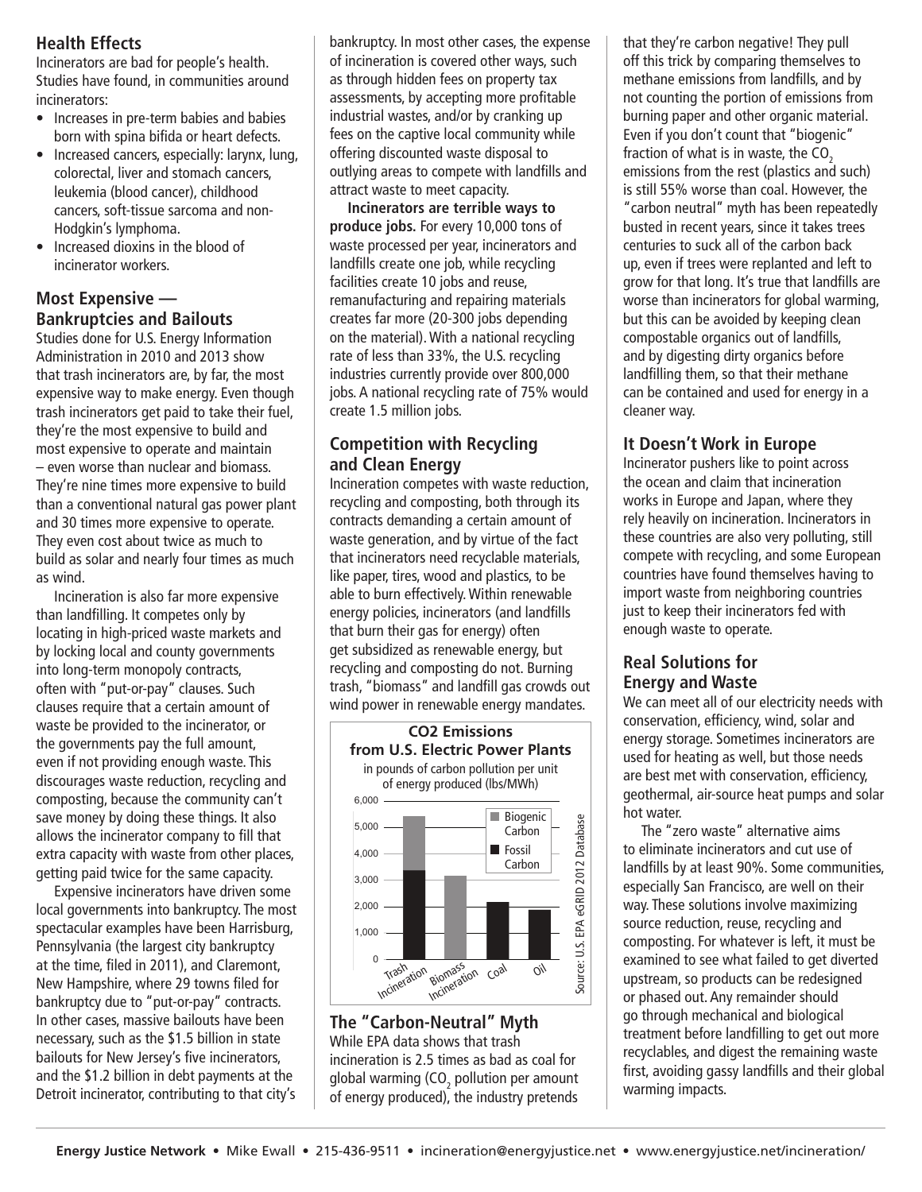## Health Effects

Incinerators are bad for people's health. Studies have found, in communities around incinerators:

- Increases in pre-term babies and babies born with spina bifida or heart defects.
- Increased cancers, especially: larynx, lung, colorectal, liver and stomach cancers, leukemia (blood cancer), childhood cancers, soft-tissue sarcoma and non-Hodgkin's lymphoma.
- Increased dioxins in the blood of incinerator workers.

## Most Expensive — Bankruptcies and Bailouts

Studies done for U.S. Energy Information Administration in 2010 and 2013 show that trash incinerators are, by far, the most expensive way to make energy. Even though trash incinerators get paid to take their fuel, they're the most expensive to build and most expensive to operate and maintain – even worse than nuclear and biomass. They're nine times more expensive to build than a conventional natural gas power plant and 30 times more expensive to operate. They even cost about twice as much to build as solar and nearly four times as much as wind.

Incineration is also far more expensive than landfilling. It competes only by locating in high-priced waste markets and by locking local and county governments into long-term monopoly contracts, often with "put-or-pay" clauses. Such clauses require that a certain amount of waste be provided to the incinerator, or the governments pay the full amount, even if not providing enough waste. This discourages waste reduction, recycling and composting, because the community can't save money by doing these things. It also allows the incinerator company to fill that extra capacity with waste from other places, getting paid twice for the same capacity.

Expensive incinerators have driven some local governments into bankruptcy. The most spectacular examples have been Harrisburg, Pennsylvania (the largest city bankruptcy at the time, filed in 2011), and Claremont, New Hampshire, where 29 towns filed for bankruptcy due to "put-or-pay" contracts. In other cases, massive bailouts have been necessary, such as the $1.5 billion in state bailouts for New Jersey's five incinerators, and the $1.2 billion in debt payments at the Detroit incinerator, contributing to that city's bankruptcy. In most other cases, the expense of incineration is covered other ways, such as through hidden fees on property tax assessments, by accepting more profitable industrial wastes, and/or by cranking up fees on the captive local community while offering discounted waste disposal to outlying areas to compete with landfills and attract waste to meet capacity.

**Incinerators are terrible ways to produce jobs.** For every 10,000 tons of waste processed per year, incinerators and landfills create one job, while recycling facilities create 10 jobs and reuse, remanufacturing and repairing materials creates far more (20-300 jobs depending on the material). With a national recycling rate of less than 33%, the U.S. recycling industries currently provide over 800,000 jobs. A national recycling rate of 75% would create 1.5 million jobs.

## Competition with Recycling and Clean Energy

Incineration competes with waste reduction, recycling and composting, both through its contracts demanding a certain amount of waste generation, and by virtue of the fact that incinerators need recyclable materials, like paper, tires, wood and plastics, to be able to burn effectively. Within renewable energy policies, incinerators (and landfills that burn their gas for energy) often get subsidized as renewable energy, but recycling and composting do not. Burning trash, "biomass" and landfill gas crowds out wind power in renewable energy mandates.

**CO2 Emissions from U.S. Electric Power Plants**

in pounds of carbon pollution per unit of energy produced (lbs/MWh)

6,000
5,000
4,000
3,000
2,000
1,000
0

Biogenic Carbon
Fossil Carbon

Trash Incineration
Biomass Incineration
Coal
Oil

Source: U.S. EPA eGRID 2012 Database

## The "Carbon-Neutral" Myth

While EPA data shows that trash incineration is 2.5 times as bad as coal for global warming ($CO_2$ pollution per amount of energy produced), the industry pretends that they're carbon negative! They pull off this trick by comparing themselves to methane emissions from landfills, and by not counting the portion of emissions from burning paper and other organic material. Even if you don't count that "biogenic" fraction of what is in waste, the $CO_2$ emissions from the rest (plastics and such) is still 55% worse than coal. However, the "carbon neutral" myth has been repeatedly busted in recent years, since it takes trees centuries to suck all of the carbon back up, even if trees were replanted and left to grow for that long. It's true that landfills are worse than incinerators for global warming, but this can be avoided by keeping clean compostable organics out of landfills, and by digesting dirty organics before landfilling them, so that their methane can be contained and used for energy in a cleaner way.

## It Doesn't Work in Europe

Incinerator pushers like to point across the ocean and claim that incineration works in Europe and Japan, where they rely heavily on incineration. Incinerators in these countries are also very polluting, still compete with recycling, and some European countries have found themselves having to import waste from neighboring countries just to keep their incinerators fed with enough waste to operate.

## Real Solutions for Energy and Waste

We can meet all of our electricity needs with conservation, efficiency, wind, solar and energy storage. Sometimes incinerators are used for heating as well, but those needs are best met with conservation, efficiency, geothermal, air-source heat pumps and solar hot water.

The "zero waste" alternative aims to eliminate incinerators and cut use of landfills by at least 90%. Some communities, especially San Francisco, are well on their way. These solutions involve maximizing source reduction, reuse, recycling and composting. For whatever is left, it must be examined to see what failed to get diverted upstream, so products can be redesigned or phased out. Any remainder should go through mechanical and biological treatment before landfilling to get out more recyclables, and digest the remaining waste first, avoiding gassy landfills and their global warming impacts.

**Energy Justice Network** • Mike Ewall • 215-436-9511 • incineration@energyjustice.net • www.energyjustice.net/incineration/